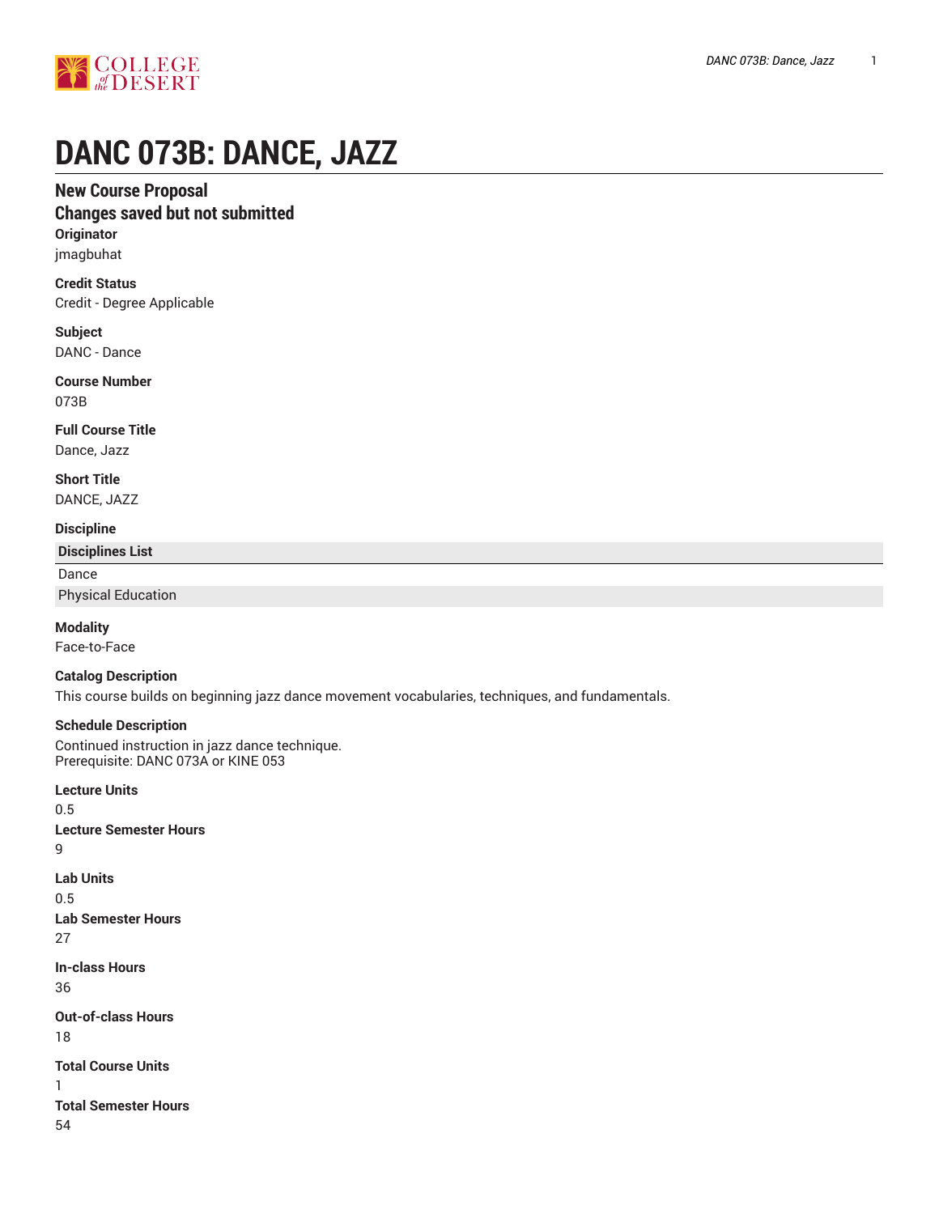# DANC 073B: DANCE, JAZZ

## New Course Proposal

## Changes saved but not submitted

**Originator**

jmagbuhat

**Credit Status**

Credit - Degree Applicable

**Subject**

DANC - Dance

**Course Number**

073B

**Full Course Title**

Dance, Jazz

**Short Title**

DANCE, JAZZ

**Discipline**

| Disciplines List |
| --- |
| Dance |
| Physical Education |

**Modality**

Face-to-Face

**Catalog Description**

This course builds on beginning jazz dance movement vocabularies, techniques, and fundamentals.

**Schedule Description**

Continued instruction in jazz dance technique.
Prerequisite: DANC 073A or KINE 053

**Lecture Units**

0.5

**Lecture Semester Hours**

9

**Lab Units**

0.5

**Lab Semester Hours**

27

**In-class Hours**

36

**Out-of-class Hours**

18

**Total Course Units**

1

**Total Semester Hours**

54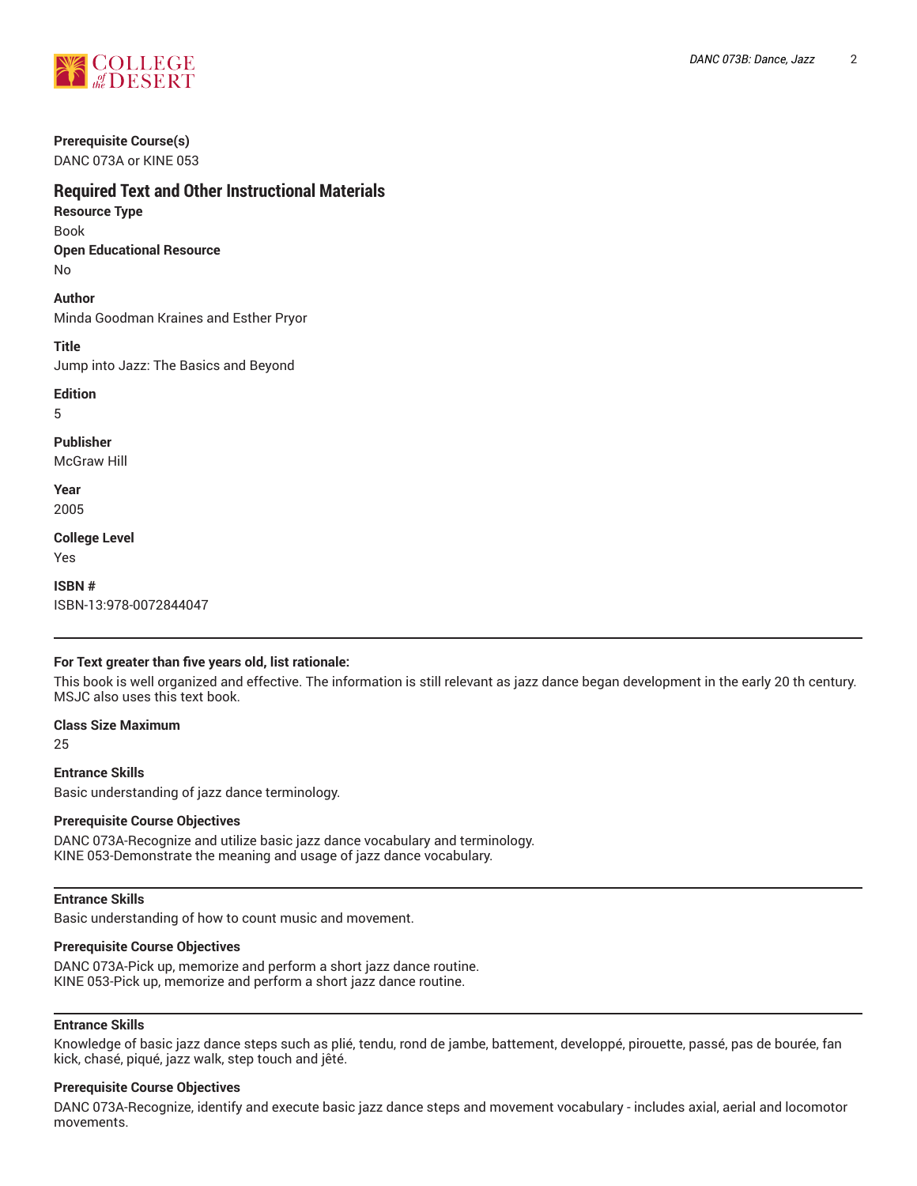**Prerequisite Course(s)**
DANC 073A or KINE 053

## Required Text and Other Instructional Materials

**Resource Type**
Book

**Open Educational Resource**
No

**Author**
Minda Goodman Kraines and Esther Pryor

**Title**
Jump into Jazz: The Basics and Beyond

**Edition**
5

**Publisher**
McGraw Hill

**Year**
2005

**College Level**
Yes

**ISBN #**
ISBN-13:978-0072844047

---

**For Text greater than five years old, list rationale:**
This book is well organized and effective. The information is still relevant as jazz dance began development in the early 20 th century. MSJC also uses this text book.

**Class Size Maximum**
25

**Entrance Skills**
Basic understanding of jazz dance terminology.

**Prerequisite Course Objectives**
DANC 073A-Recognize and utilize basic jazz dance vocabulary and terminology.
KINE 053-Demonstrate the meaning and usage of jazz dance vocabulary.

---

**Entrance Skills**
Basic understanding of how to count music and movement.

**Prerequisite Course Objectives**
DANC 073A-Pick up, memorize and perform a short jazz dance routine.
KINE 053-Pick up, memorize and perform a short jazz dance routine.

---

**Entrance Skills**
Knowledge of basic jazz dance steps such as plié, tendu, rond de jambe, battement, developpé, pirouette, passé, pas de bourée, fan kick, chasé, piqué, jazz walk, step touch and jêté.

**Prerequisite Course Objectives**
DANC 073A-Recognize, identify and execute basic jazz dance steps and movement vocabulary - includes axial, aerial and locomotor movements.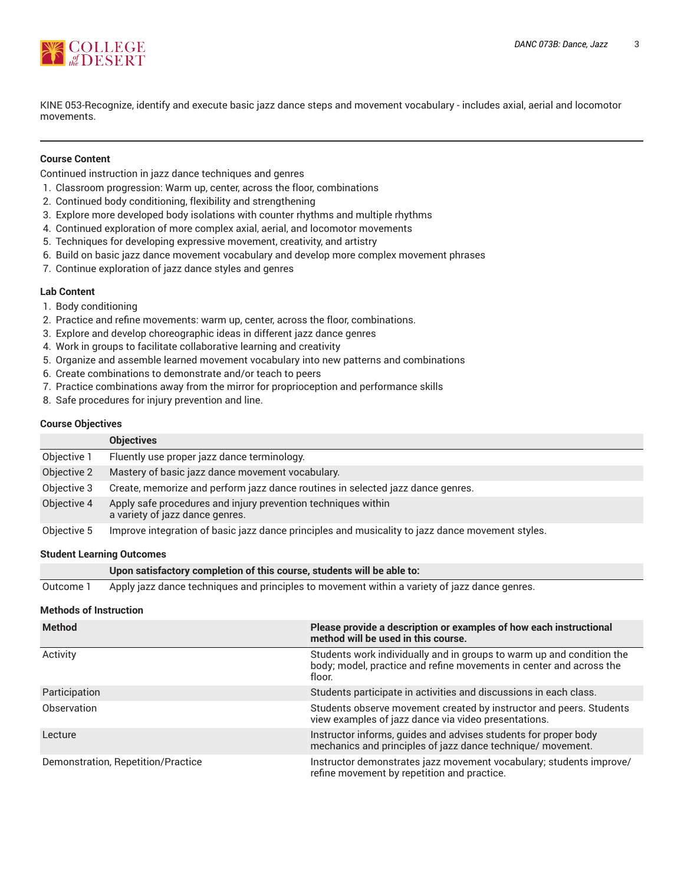KINE 053-Recognize, identify and execute basic jazz dance steps and movement vocabulary - includes axial, aerial and locomotor movements.

---

### Course Content

Continued instruction in jazz dance techniques and genres

1. Classroom progression: Warm up, center, across the floor, combinations
2. Continued body conditioning, flexibility and strengthening
3. Explore more developed body isolations with counter rhythms and multiple rhythms
4. Continued exploration of more complex axial, aerial, and locomotor movements
5. Techniques for developing expressive movement, creativity, and artistry
6. Build on basic jazz dance movement vocabulary and develop more complex movement phrases
7. Continue exploration of jazz dance styles and genres

### Lab Content

1. Body conditioning
2. Practice and refine movements: warm up, center, across the floor, combinations.
3. Explore and develop choreographic ideas in different jazz dance genres
4. Work in groups to facilitate collaborative learning and creativity
5. Organize and assemble learned movement vocabulary into new patterns and combinations
6. Create combinations to demonstrate and/or teach to peers
7. Practice combinations away from the mirror for proprioception and performance skills
8. Safe procedures for injury prevention and line.

### Course Objectives

| | Objectives |
|---|---|
| Objective 1 | Fluently use proper jazz dance terminology. |
| Objective 2 | Mastery of basic jazz dance movement vocabulary. |
| Objective 3 | Create, memorize and perform jazz dance routines in selected jazz dance genres. |
| Objective 4 | Apply safe procedures and injury prevention techniques within a variety of jazz dance genres. |
| Objective 5 | Improve integration of basic jazz dance principles and musicality to jazz dance movement styles. |

### Student Learning Outcomes

| | Upon satisfactory completion of this course, students will be able to: |
|---|---|
| Outcome 1 | Apply jazz dance techniques and principles to movement within a variety of jazz dance genres. |

### Methods of Instruction

| Method | Please provide a description or examples of how each instructional method will be used in this course. |
|---|---|
| Activity | Students work individually and in groups to warm up and condition the body; model, practice and refine movements in center and across the floor. |
| Participation | Students participate in activities and discussions in each class. |
| Observation | Students observe movement created by instructor and peers. Students view examples of jazz dance via video presentations. |
| Lecture | Instructor informs, guides and advises students for proper body mechanics and principles of jazz dance technique/ movement. |
| Demonstration, Repetition/Practice | Instructor demonstrates jazz movement vocabulary; students improve/ refine movement by repetition and practice. |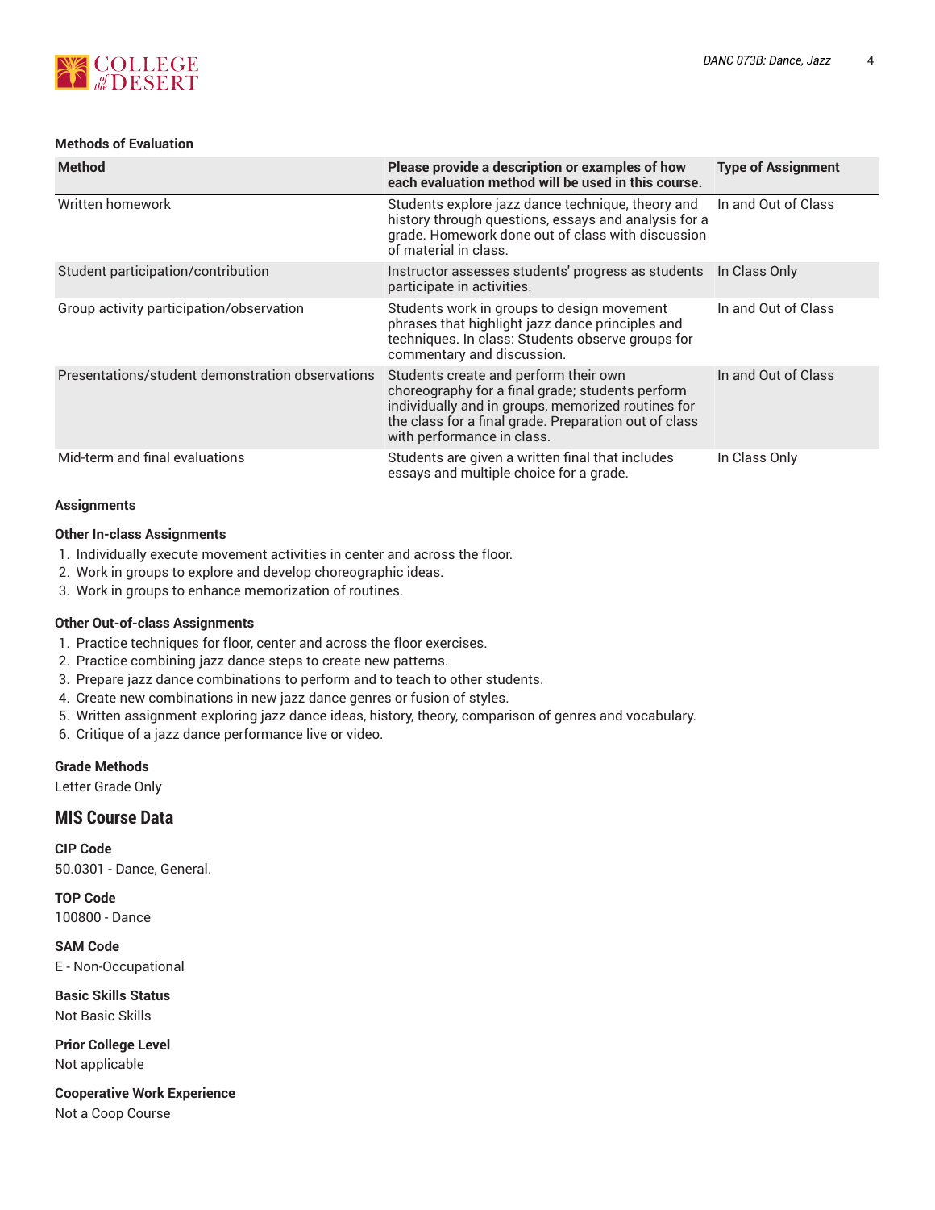#### Methods of Evaluation

| Method | Please provide a description or examples of how each evaluation method will be used in this course. | Type of Assignment |
|---|---|---|
| Written homework | Students explore jazz dance technique, theory and history through questions, essays and analysis for a grade. Homework done out of class with discussion of material in class. | In and Out of Class |
| Student participation/contribution | Instructor assesses students' progress as students participate in activities. | In Class Only |
| Group activity participation/observation | Students work in groups to design movement phrases that highlight jazz dance principles and techniques. In class: Students observe groups for commentary and discussion. | In and Out of Class |
| Presentations/student demonstration observations | Students create and perform their own choreography for a final grade; students perform individually and in groups, memorized routines for the class for a final grade. Preparation out of class with performance in class. | In and Out of Class |
| Mid-term and final evaluations | Students are given a written final that includes essays and multiple choice for a grade. | In Class Only |

#### Assignments

**Other In-class Assignments**

1. Individually execute movement activities in center and across the floor.
2. Work in groups to explore and develop choreographic ideas.
3. Work in groups to enhance memorization of routines.

**Other Out-of-class Assignments**

1. Practice techniques for floor, center and across the floor exercises.
2. Practice combining jazz dance steps to create new patterns.
3. Prepare jazz dance combinations to perform and to teach to other students.
4. Create new combinations in new jazz dance genres or fusion of styles.
5. Written assignment exploring jazz dance ideas, history, theory, comparison of genres and vocabulary.
6. Critique of a jazz dance performance live or video.

**Grade Methods**

Letter Grade Only

## MIS Course Data

**CIP Code**

50.0301 - Dance, General.

**TOP Code**

100800 - Dance

**SAM Code**

E - Non-Occupational

**Basic Skills Status**

Not Basic Skills

**Prior College Level**

Not applicable

**Cooperative Work Experience**

Not a Coop Course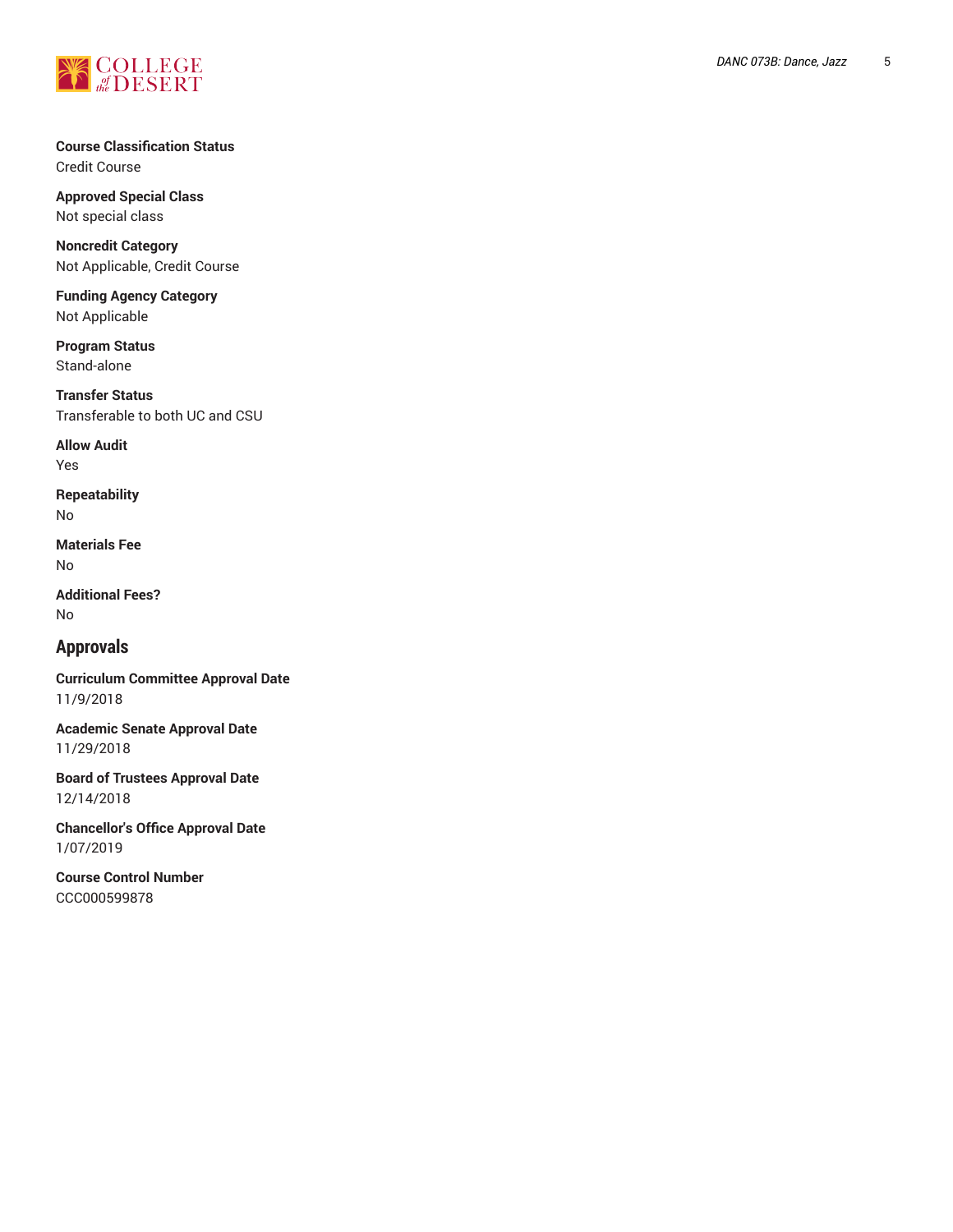**Course Classification Status**
Credit Course

**Approved Special Class**
Not special class

**Noncredit Category**
Not Applicable, Credit Course

**Funding Agency Category**
Not Applicable

**Program Status**
Stand-alone

**Transfer Status**
Transferable to both UC and CSU

**Allow Audit**
Yes

**Repeatability**
No

**Materials Fee**
No

**Additional Fees?**
No

## Approvals

**Curriculum Committee Approval Date**
11/9/2018

**Academic Senate Approval Date**
11/29/2018

**Board of Trustees Approval Date**
12/14/2018

**Chancellor's Office Approval Date**
1/07/2019

**Course Control Number**
CCC000599878